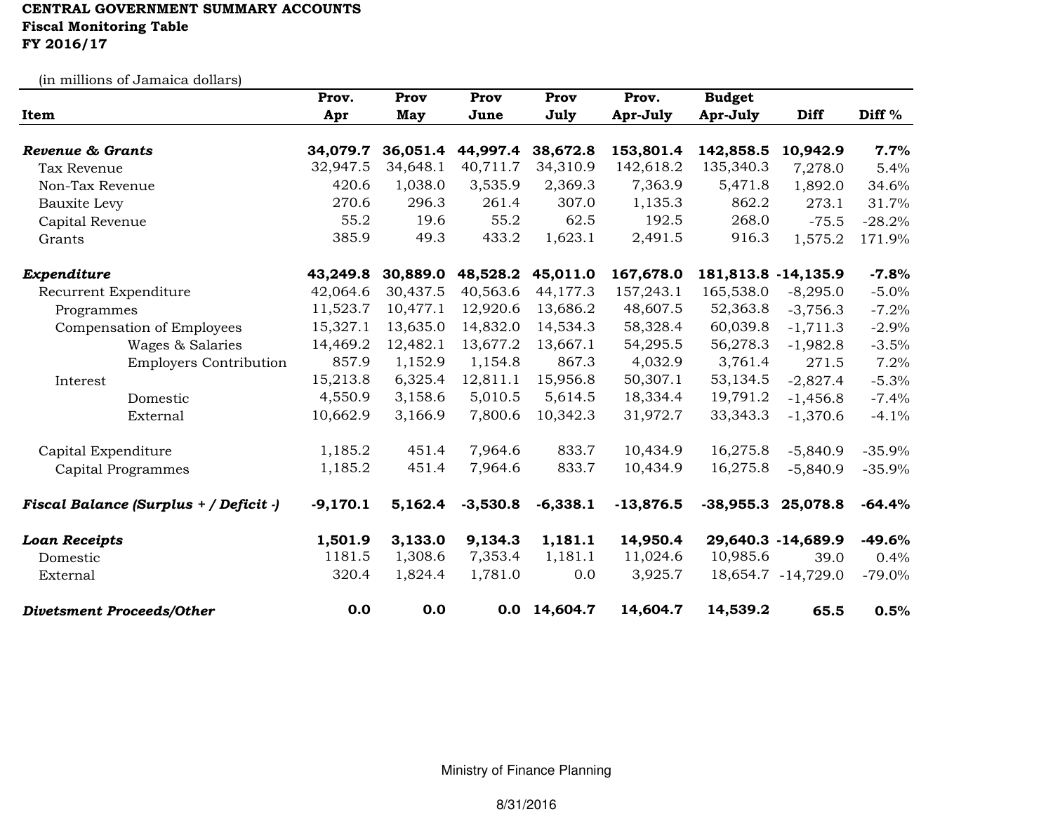**CENTRAL GOVERNMENT SUMMARY ACCOUNTS**
**Fiscal Monitoring Table**
**FY 2016/17**

(in millions of Jamaica dollars)

| Item | Prov. Apr | Prov May | Prov June | Prov July | Prov. Apr-July | Budget Apr-July | Diff | Diff % |
|---|---|---|---|---|---|---|---|---|
| ***Revenue & Grants*** | **34,079.7** | **36,051.4** | **44,997.4** | **38,672.8** | **153,801.4** | **142,858.5** | **10,942.9** | **7.7%** |
| Tax Revenue | 32,947.5 | 34,648.1 | 40,711.7 | 34,310.9 | 142,618.2 | 135,340.3 | 7,278.0 | 5.4% |
| Non-Tax Revenue | 420.6 | 1,038.0 | 3,535.9 | 2,369.3 | 7,363.9 | 5,471.8 | 1,892.0 | 34.6% |
| Bauxite Levy | 270.6 | 296.3 | 261.4 | 307.0 | 1,135.3 | 862.2 | 273.1 | 31.7% |
| Capital Revenue | 55.2 | 19.6 | 55.2 | 62.5 | 192.5 | 268.0 | -75.5 | -28.2% |
| Grants | 385.9 | 49.3 | 433.2 | 1,623.1 | 2,491.5 | 916.3 | 1,575.2 | 171.9% |
| | | | | | | | | |
| ***Expenditure*** | **43,249.8** | **30,889.0** | **48,528.2** | **45,011.0** | **167,678.0** | **181,813.8** | **-14,135.9** | **-7.8%** |
| Recurrent Expenditure | 42,064.6 | 30,437.5 | 40,563.6 | 44,177.3 | 157,243.1 | 165,538.0 | -8,295.0 | -5.0% |
| Programmes | 11,523.7 | 10,477.1 | 12,920.6 | 13,686.2 | 48,607.5 | 52,363.8 | -3,756.3 | -7.2% |
| Compensation of Employees | 15,327.1 | 13,635.0 | 14,832.0 | 14,534.3 | 58,328.4 | 60,039.8 | -1,711.3 | -2.9% |
| Wages & Salaries | 14,469.2 | 12,482.1 | 13,677.2 | 13,667.1 | 54,295.5 | 56,278.3 | -1,982.8 | -3.5% |
| Employers Contribution | 857.9 | 1,152.9 | 1,154.8 | 867.3 | 4,032.9 | 3,761.4 | 271.5 | 7.2% |
| Interest | 15,213.8 | 6,325.4 | 12,811.1 | 15,956.8 | 50,307.1 | 53,134.5 | -2,827.4 | -5.3% |
| Domestic | 4,550.9 | 3,158.6 | 5,010.5 | 5,614.5 | 18,334.4 | 19,791.2 | -1,456.8 | -7.4% |
| External | 10,662.9 | 3,166.9 | 7,800.6 | 10,342.3 | 31,972.7 | 33,343.3 | -1,370.6 | -4.1% |
| | | | | | | | | |
| Capital Expenditure | 1,185.2 | 451.4 | 7,964.6 | 833.7 | 10,434.9 | 16,275.8 | -5,840.9 | -35.9% |
| Capital Programmes | 1,185.2 | 451.4 | 7,964.6 | 833.7 | 10,434.9 | 16,275.8 | -5,840.9 | -35.9% |
| | | | | | | | | |
| ***Fiscal Balance (Surplus + / Deficit -)*** | **-9,170.1** | **5,162.4** | **-3,530.8** | **-6,338.1** | **-13,876.5** | **-38,955.3** | **25,078.8** | **-64.4%** |
| | | | | | | | | |
| ***Loan Receipts*** | **1,501.9** | **3,133.0** | **9,134.3** | **1,181.1** | **14,950.4** | **29,640.3** | **-14,689.9** | **-49.6%** |
| Domestic | 1181.5 | 1,308.6 | 7,353.4 | 1,181.1 | 11,024.6 | 10,985.6 | 39.0 | 0.4% |
| External | 320.4 | 1,824.4 | 1,781.0 | 0.0 | 3,925.7 | 18,654.7 | -14,729.0 | -79.0% |
| | | | | | | | | |
| ***Divetsment Proceeds/Other*** | **0.0** | **0.0** | **0.0** | **14,604.7** | **14,604.7** | **14,539.2** | **65.5** | **0.5%** |

Ministry of Finance Planning

8/31/2016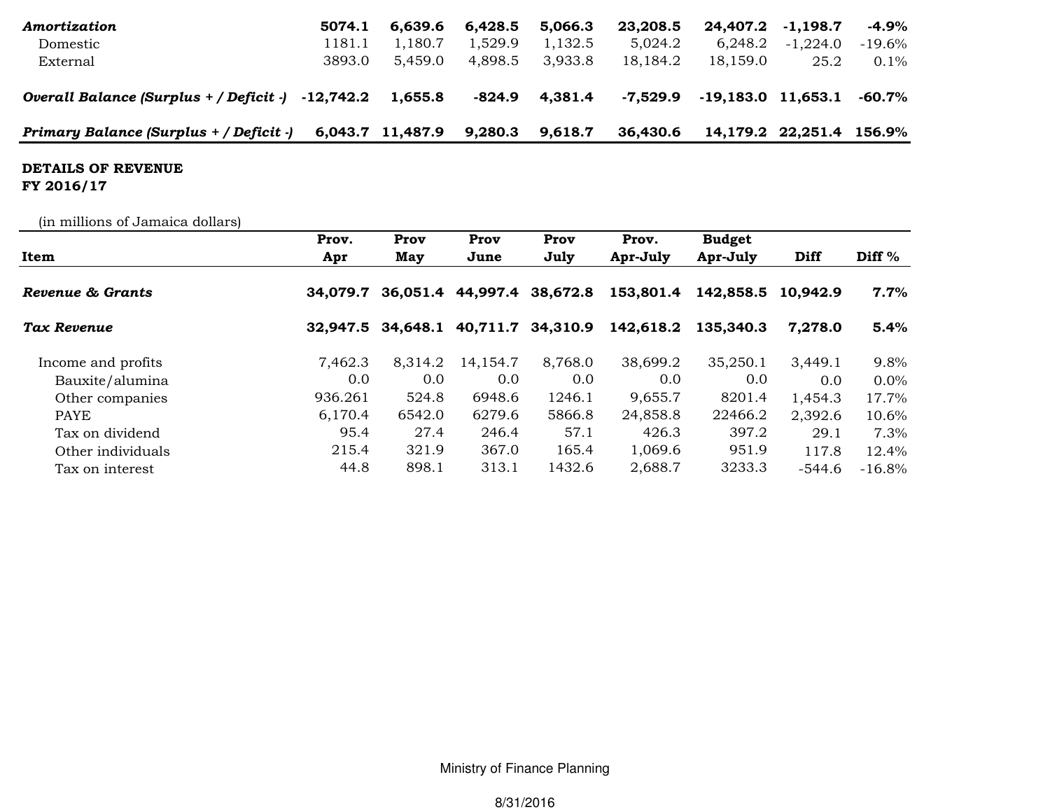| | | | | | | | | |
|---|---|---|---|---|---|---|---|---|
| ***Amortization*** | **5074.1** | **6,639.6** | **6,428.5** | **5,066.3** | **23,208.5** | **24,407.2** | **-1,198.7** | **-4.9%** |
| Domestic | 1181.1 | 1,180.7 | 1,529.9 | 1,132.5 | 5,024.2 | 6,248.2 | -1,224.0 | -19.6% |
| External | 3893.0 | 5,459.0 | 4,898.5 | 3,933.8 | 18,184.2 | 18,159.0 | 25.2 | 0.1% |
| ***Overall Balance (Surplus + / Deficit -)*** | **-12,742.2** | **1,655.8** | **-824.9** | **4,381.4** | **-7,529.9** | **-19,183.0** | **11,653.1** | **-60.7%** |
| ***Primary Balance (Surplus + / Deficit -)*** | **6,043.7** | **11,487.9** | **9,280.3** | **9,618.7** | **36,430.6** | **14,179.2** | **22,251.4** | **156.9%** |

**DETAILS OF REVENUE**
**FY 2016/17**

(in millions of Jamaica dollars)

| Item | Prov. Apr | Prov May | Prov June | Prov July | Prov. Apr-July | Budget Apr-July | Diff | Diff % |
|---|---|---|---|---|---|---|---|---|
| ***Revenue & Grants*** | **34,079.7** | **36,051.4** | **44,997.4** | **38,672.8** | **153,801.4** | **142,858.5** | **10,942.9** | **7.7%** |
| ***Tax Revenue*** | **32,947.5** | **34,648.1** | **40,711.7** | **34,310.9** | **142,618.2** | **135,340.3** | **7,278.0** | **5.4%** |
| Income and profits | 7,462.3 | 8,314.2 | 14,154.7 | 8,768.0 | 38,699.2 | 35,250.1 | 3,449.1 | 9.8% |
| Bauxite/alumina | 0.0 | 0.0 | 0.0 | 0.0 | 0.0 | 0.0 | 0.0 | 0.0% |
| Other companies | 936.261 | 524.8 | 6948.6 | 1246.1 | 9,655.7 | 8201.4 | 1,454.3 | 17.7% |
| PAYE | 6,170.4 | 6542.0 | 6279.6 | 5866.8 | 24,858.8 | 22466.2 | 2,392.6 | 10.6% |
| Tax on dividend | 95.4 | 27.4 | 246.4 | 57.1 | 426.3 | 397.2 | 29.1 | 7.3% |
| Other individuals | 215.4 | 321.9 | 367.0 | 165.4 | 1,069.6 | 951.9 | 117.8 | 12.4% |
| Tax on interest | 44.8 | 898.1 | 313.1 | 1432.6 | 2,688.7 | 3233.3 | -544.6 | -16.8% |

Ministry of Finance Planning

8/31/2016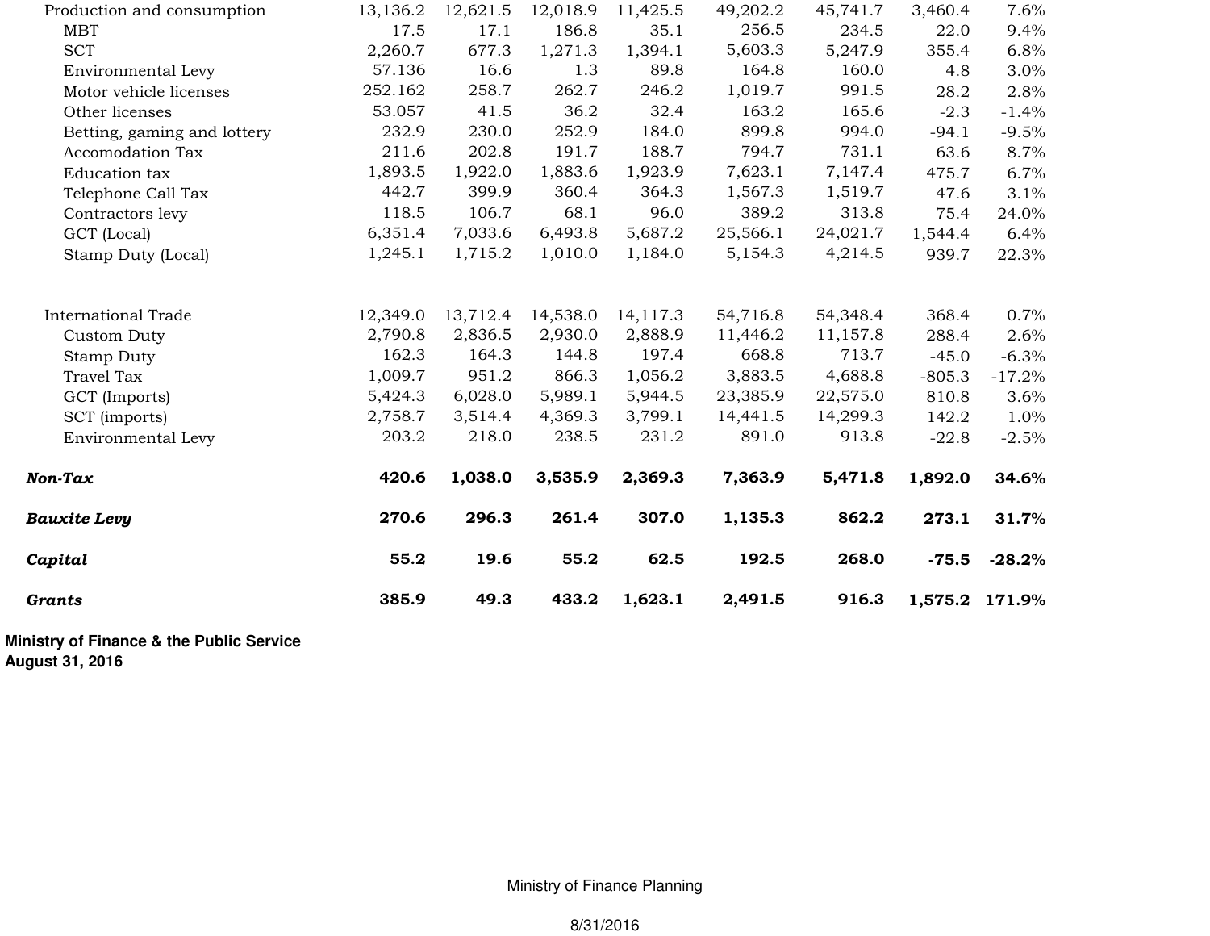| | | | | | | | | |
|---|---|---|---|---|---|---|---|---|
| Production and consumption | 13,136.2 | 12,621.5 | 12,018.9 | 11,425.5 | 49,202.2 | 45,741.7 | 3,460.4 | 7.6% |
| MBT | 17.5 | 17.1 | 186.8 | 35.1 | 256.5 | 234.5 | 22.0 | 9.4% |
| SCT | 2,260.7 | 677.3 | 1,271.3 | 1,394.1 | 5,603.3 | 5,247.9 | 355.4 | 6.8% |
| Environmental Levy | 57.136 | 16.6 | 1.3 | 89.8 | 164.8 | 160.0 | 4.8 | 3.0% |
| Motor vehicle licenses | 252.162 | 258.7 | 262.7 | 246.2 | 1,019.7 | 991.5 | 28.2 | 2.8% |
| Other licenses | 53.057 | 41.5 | 36.2 | 32.4 | 163.2 | 165.6 | -2.3 | -1.4% |
| Betting, gaming and lottery | 232.9 | 230.0 | 252.9 | 184.0 | 899.8 | 994.0 | -94.1 | -9.5% |
| Accomodation Tax | 211.6 | 202.8 | 191.7 | 188.7 | 794.7 | 731.1 | 63.6 | 8.7% |
| Education tax | 1,893.5 | 1,922.0 | 1,883.6 | 1,923.9 | 7,623.1 | 7,147.4 | 475.7 | 6.7% |
| Telephone Call Tax | 442.7 | 399.9 | 360.4 | 364.3 | 1,567.3 | 1,519.7 | 47.6 | 3.1% |
| Contractors levy | 118.5 | 106.7 | 68.1 | 96.0 | 389.2 | 313.8 | 75.4 | 24.0% |
| GCT (Local) | 6,351.4 | 7,033.6 | 6,493.8 | 5,687.2 | 25,566.1 | 24,021.7 | 1,544.4 | 6.4% |
| Stamp Duty (Local) | 1,245.1 | 1,715.2 | 1,010.0 | 1,184.0 | 5,154.3 | 4,214.5 | 939.7 | 22.3% |
| | | | | | | | | |
| International Trade | 12,349.0 | 13,712.4 | 14,538.0 | 14,117.3 | 54,716.8 | 54,348.4 | 368.4 | 0.7% |
| Custom Duty | 2,790.8 | 2,836.5 | 2,930.0 | 2,888.9 | 11,446.2 | 11,157.8 | 288.4 | 2.6% |
| Stamp Duty | 162.3 | 164.3 | 144.8 | 197.4 | 668.8 | 713.7 | -45.0 | -6.3% |
| Travel Tax | 1,009.7 | 951.2 | 866.3 | 1,056.2 | 3,883.5 | 4,688.8 | -805.3 | -17.2% |
| GCT (Imports) | 5,424.3 | 6,028.0 | 5,989.1 | 5,944.5 | 23,385.9 | 22,575.0 | 810.8 | 3.6% |
| SCT (imports) | 2,758.7 | 3,514.4 | 4,369.3 | 3,799.1 | 14,441.5 | 14,299.3 | 142.2 | 1.0% |
| Environmental Levy | 203.2 | 218.0 | 238.5 | 231.2 | 891.0 | 913.8 | -22.8 | -2.5% |
| ***Non-Tax*** | **420.6** | **1,038.0** | **3,535.9** | **2,369.3** | **7,363.9** | **5,471.8** | **1,892.0** | **34.6%** |
| ***Bauxite Levy*** | **270.6** | **296.3** | **261.4** | **307.0** | **1,135.3** | **862.2** | **273.1** | **31.7%** |
| ***Capital*** | **55.2** | **19.6** | **55.2** | **62.5** | **192.5** | **268.0** | **-75.5** | **-28.2%** |
| ***Grants*** | **385.9** | **49.3** | **433.2** | **1,623.1** | **2,491.5** | **916.3** | **1,575.2** | **171.9%** |

**Ministry of Finance & the Public Service**
**August 31, 2016**

Ministry of Finance Planning

8/31/2016